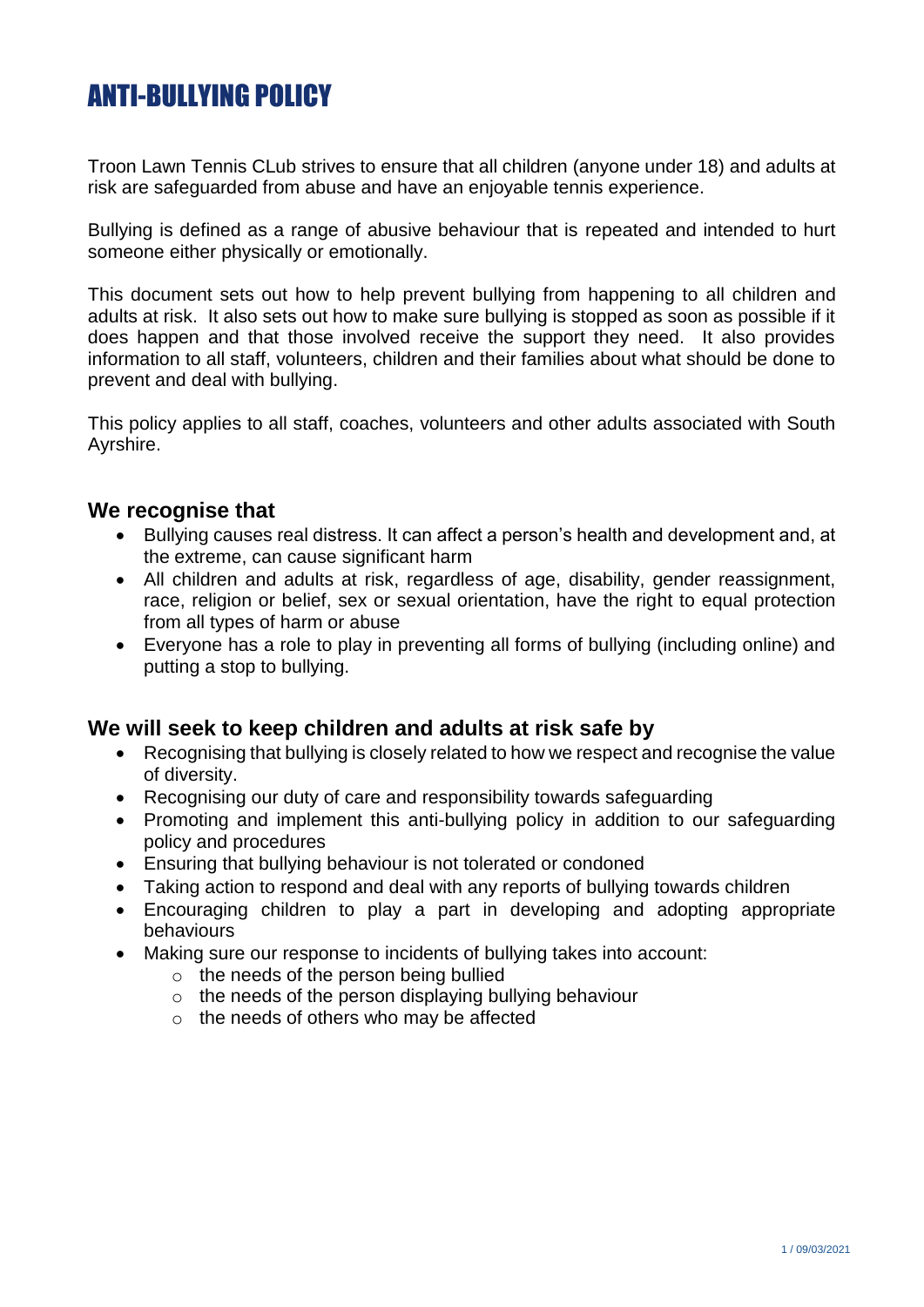# ANTI-BULLYING POLICY

Troon Lawn Tennis CLub strives to ensure that all children (anyone under 18) and adults at risk are safeguarded from abuse and have an enjoyable tennis experience.

Bullying is defined as a range of abusive behaviour that is repeated and intended to hurt someone either physically or emotionally.

This document sets out how to help prevent bullying from happening to all children and adults at risk. It also sets out how to make sure bullying is stopped as soon as possible if it does happen and that those involved receive the support they need. It also provides information to all staff, volunteers, children and their families about what should be done to prevent and deal with bullying.

This policy applies to all staff, coaches, volunteers and other adults associated with South Ayrshire.

## We recognise that

- Bullying causes real distress. It can affect a person's health and development and, at the extreme, can cause significant harm
- All children and adults at risk, regardless of age, disability, gender reassignment, race, religion or belief, sex or sexual orientation, have the right to equal protection from all types of harm or abuse
- Everyone has a role to play in preventing all forms of bullying (including online) and putting a stop to bullying.

## We will seek to keep children and adults at risk safe by

- Recognising that bullying is closely related to how we respect and recognise the value of diversity.
- Recognising our duty of care and responsibility towards safeguarding
- Promoting and implement this anti-bullying policy in addition to our safeguarding policy and procedures
- Ensuring that bullying behaviour is not tolerated or condoned
- Taking action to respond and deal with any reports of bullying towards children
- Encouraging children to play a part in developing and adopting appropriate behaviours
- Making sure our response to incidents of bullying takes into account:
  - the needs of the person being bullied
  - the needs of the person displaying bullying behaviour
  - the needs of others who may be affected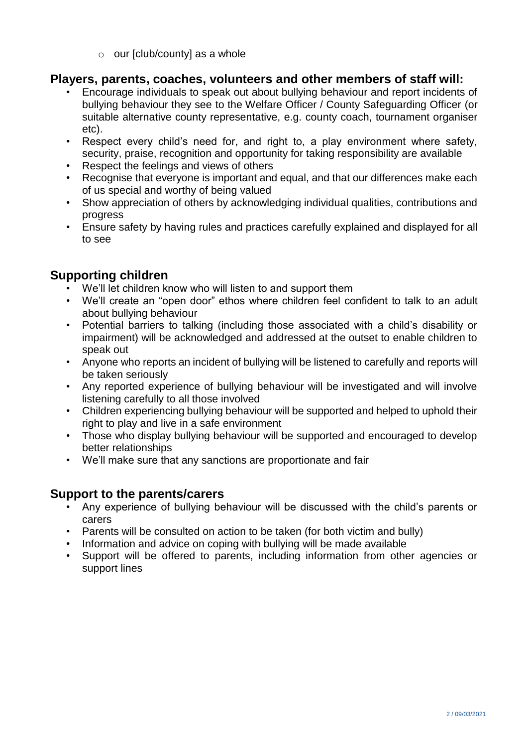- our [club/county] as a whole

## Players, parents, coaches, volunteers and other members of staff will:

- Encourage individuals to speak out about bullying behaviour and report incidents of bullying behaviour they see to the Welfare Officer / County Safeguarding Officer (or suitable alternative county representative, e.g. county coach, tournament organiser etc).
- Respect every child's need for, and right to, a play environment where safety, security, praise, recognition and opportunity for taking responsibility are available
- Respect the feelings and views of others
- Recognise that everyone is important and equal, and that our differences make each of us special and worthy of being valued
- Show appreciation of others by acknowledging individual qualities, contributions and progress
- Ensure safety by having rules and practices carefully explained and displayed for all to see

## Supporting children

- We'll let children know who will listen to and support them
- We'll create an "open door" ethos where children feel confident to talk to an adult about bullying behaviour
- Potential barriers to talking (including those associated with a child's disability or impairment) will be acknowledged and addressed at the outset to enable children to speak out
- Anyone who reports an incident of bullying will be listened to carefully and reports will be taken seriously
- Any reported experience of bullying behaviour will be investigated and will involve listening carefully to all those involved
- Children experiencing bullying behaviour will be supported and helped to uphold their right to play and live in a safe environment
- Those who display bullying behaviour will be supported and encouraged to develop better relationships
- We'll make sure that any sanctions are proportionate and fair

## Support to the parents/carers

- Any experience of bullying behaviour will be discussed with the child's parents or carers
- Parents will be consulted on action to be taken (for both victim and bully)
- Information and advice on coping with bullying will be made available
- Support will be offered to parents, including information from other agencies or support lines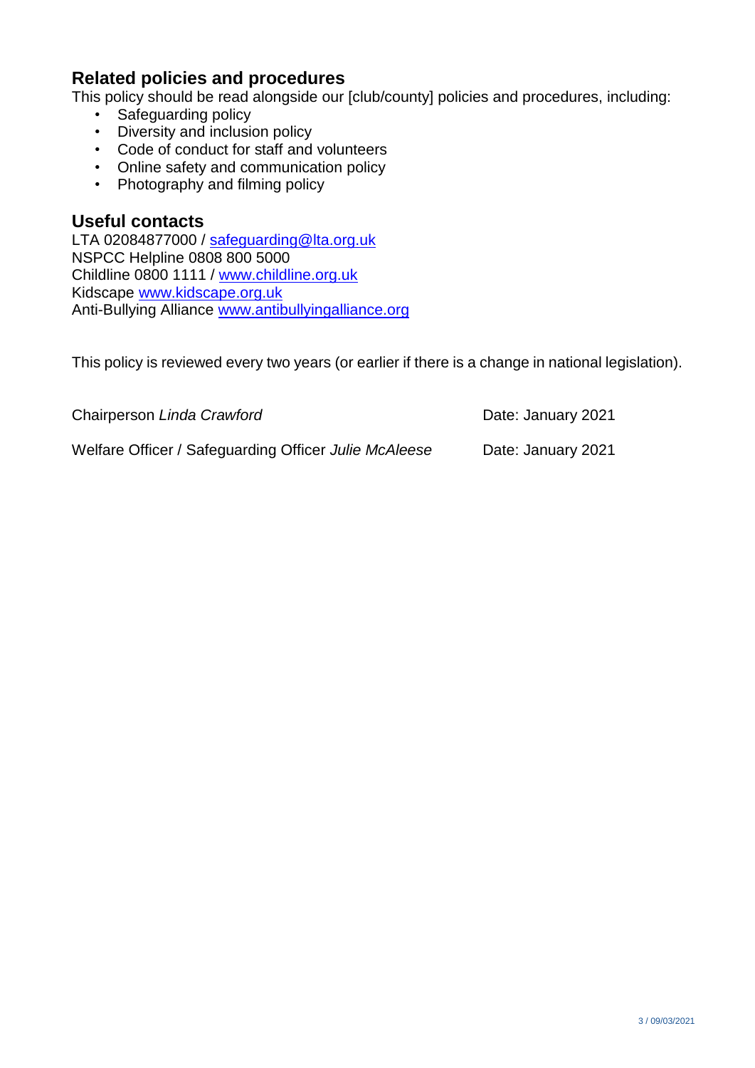## Related policies and procedures

This policy should be read alongside our [club/county] policies and procedures, including:

- Safeguarding policy
- Diversity and inclusion policy
- Code of conduct for staff and volunteers
- Online safety and communication policy
- Photography and filming policy

## Useful contacts

LTA 02084877000 / safeguarding@lta.org.uk
NSPCC Helpline 0808 800 5000
Childline 0800 1111 / www.childline.org.uk
Kidscape www.kidscape.org.uk
Anti-Bullying Alliance www.antibullyingalliance.org

This policy is reviewed every two years (or earlier if there is a change in national legislation).

Chairperson *Linda Crawford* Date: January 2021

Welfare Officer / Safeguarding Officer *Julie McAleese* Date: January 2021